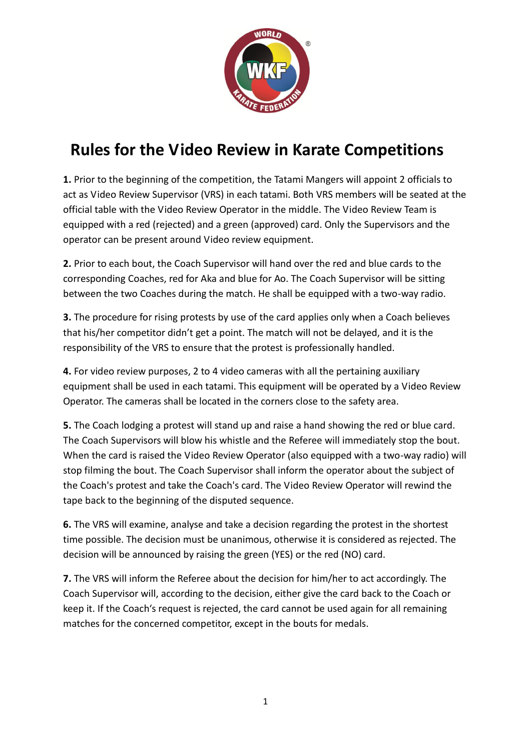# Rules for the Video Review in Karate Competitions

**1.** Prior to the beginning of the competition, the Tatami Mangers will appoint 2 officials to act as Video Review Supervisor (VRS) in each tatami. Both VRS members will be seated at the official table with the Video Review Operator in the middle. The Video Review Team is equipped with a red (rejected) and a green (approved) card. Only the Supervisors and the operator can be present around Video review equipment.

**2.** Prior to each bout, the Coach Supervisor will hand over the red and blue cards to the corresponding Coaches, red for Aka and blue for Ao. The Coach Supervisor will be sitting between the two Coaches during the match. He shall be equipped with a two-way radio.

**3.** The procedure for rising protests by use of the card applies only when a Coach believes that his/her competitor didn't get a point. The match will not be delayed, and it is the responsibility of the VRS to ensure that the protest is professionally handled.

**4.** For video review purposes, 2 to 4 video cameras with all the pertaining auxiliary equipment shall be used in each tatami. This equipment will be operated by a Video Review Operator. The cameras shall be located in the corners close to the safety area.

**5.** The Coach lodging a protest will stand up and raise a hand showing the red or blue card. The Coach Supervisors will blow his whistle and the Referee will immediately stop the bout. When the card is raised the Video Review Operator (also equipped with a two-way radio) will stop filming the bout. The Coach Supervisor shall inform the operator about the subject of the Coach's protest and take the Coach's card. The Video Review Operator will rewind the tape back to the beginning of the disputed sequence.

**6.** The VRS will examine, analyse and take a decision regarding the protest in the shortest time possible. The decision must be unanimous, otherwise it is considered as rejected. The decision will be announced by raising the green (YES) or the red (NO) card.

**7.** The VRS will inform the Referee about the decision for him/her to act accordingly. The Coach Supervisor will, according to the decision, either give the card back to the Coach or keep it. If the Coach's request is rejected, the card cannot be used again for all remaining matches for the concerned competitor, except in the bouts for medals.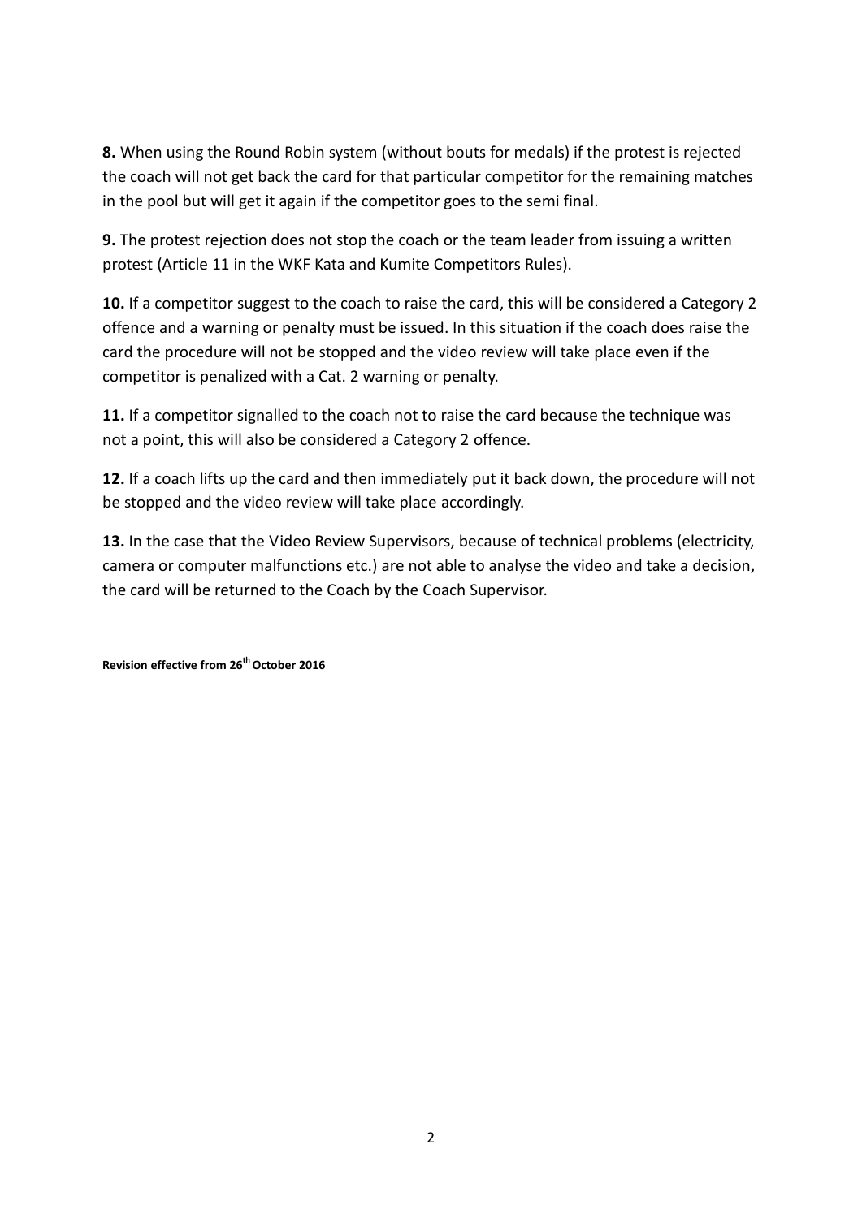**8.** When using the Round Robin system (without bouts for medals) if the protest is rejected the coach will not get back the card for that particular competitor for the remaining matches in the pool but will get it again if the competitor goes to the semi final.

**9.** The protest rejection does not stop the coach or the team leader from issuing a written protest (Article 11 in the WKF Kata and Kumite Competitors Rules).

**10.** If a competitor suggest to the coach to raise the card, this will be considered a Category 2 offence and a warning or penalty must be issued. In this situation if the coach does raise the card the procedure will not be stopped and the video review will take place even if the competitor is penalized with a Cat. 2 warning or penalty.

**11.** If a competitor signalled to the coach not to raise the card because the technique was not a point, this will also be considered a Category 2 offence.

**12.** If a coach lifts up the card and then immediately put it back down, the procedure will not be stopped and the video review will take place accordingly.

**13.** In the case that the Video Review Supervisors, because of technical problems (electricity, camera or computer malfunctions etc.) are not able to analyse the video and take a decision, the card will be returned to the Coach by the Coach Supervisor.

**Revision effective from 26th October 2016**